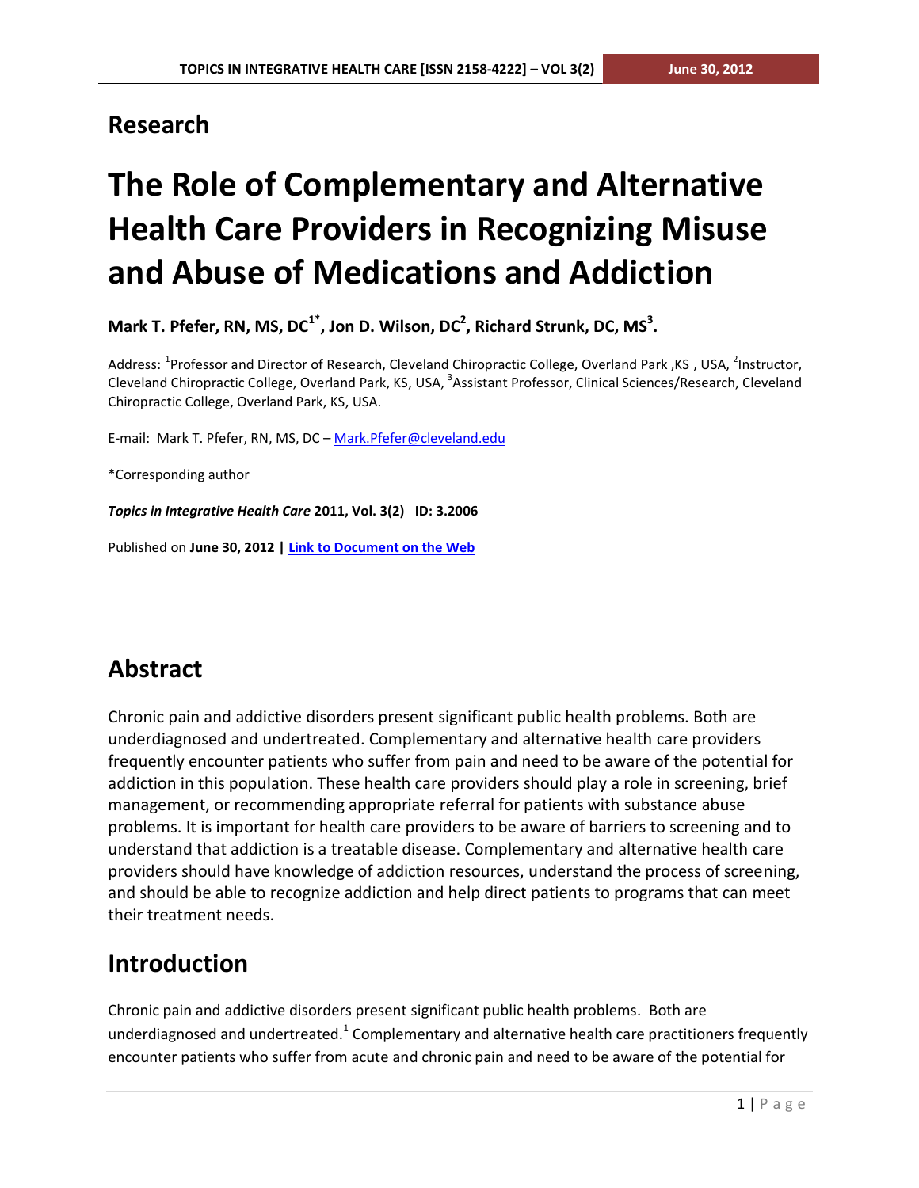## Research

# The Role of Complementary and Alternative Health Care Providers in Recognizing Misuse and Abuse of Medications and Addiction

**Mark T. Pfefer, RN, MS, DC[1*], Jon D. Wilson, DC[2], Richard Strunk, DC, MS[3].**

Address: [1]Professor and Director of Research, Cleveland Chiropractic College, Overland Park ,KS , USA, [2]Instructor, Cleveland Chiropractic College, Overland Park, KS, USA, [3]Assistant Professor, Clinical Sciences/Research, Cleveland Chiropractic College, Overland Park, KS, USA.

E-mail: Mark T. Pfefer, RN, MS, DC – Mark.Pfefer@cleveland.edu

*Corresponding author

***Topics in Integrative Health Care*** **2011, Vol. 3(2) ID: 3.2006**

Published on **June 30, 2012 | Link to Document on the Web**

## Abstract

Chronic pain and addictive disorders present significant public health problems. Both are underdiagnosed and undertreated. Complementary and alternative health care providers frequently encounter patients who suffer from pain and need to be aware of the potential for addiction in this population. These health care providers should play a role in screening, brief management, or recommending appropriate referral for patients with substance abuse problems. It is important for health care providers to be aware of barriers to screening and to understand that addiction is a treatable disease. Complementary and alternative health care providers should have knowledge of addiction resources, understand the process of screening, and should be able to recognize addiction and help direct patients to programs that can meet their treatment needs.

## Introduction

Chronic pain and addictive disorders present significant public health problems. Both are underdiagnosed and undertreated.[1] Complementary and alternative health care practitioners frequently encounter patients who suffer from acute and chronic pain and need to be aware of the potential for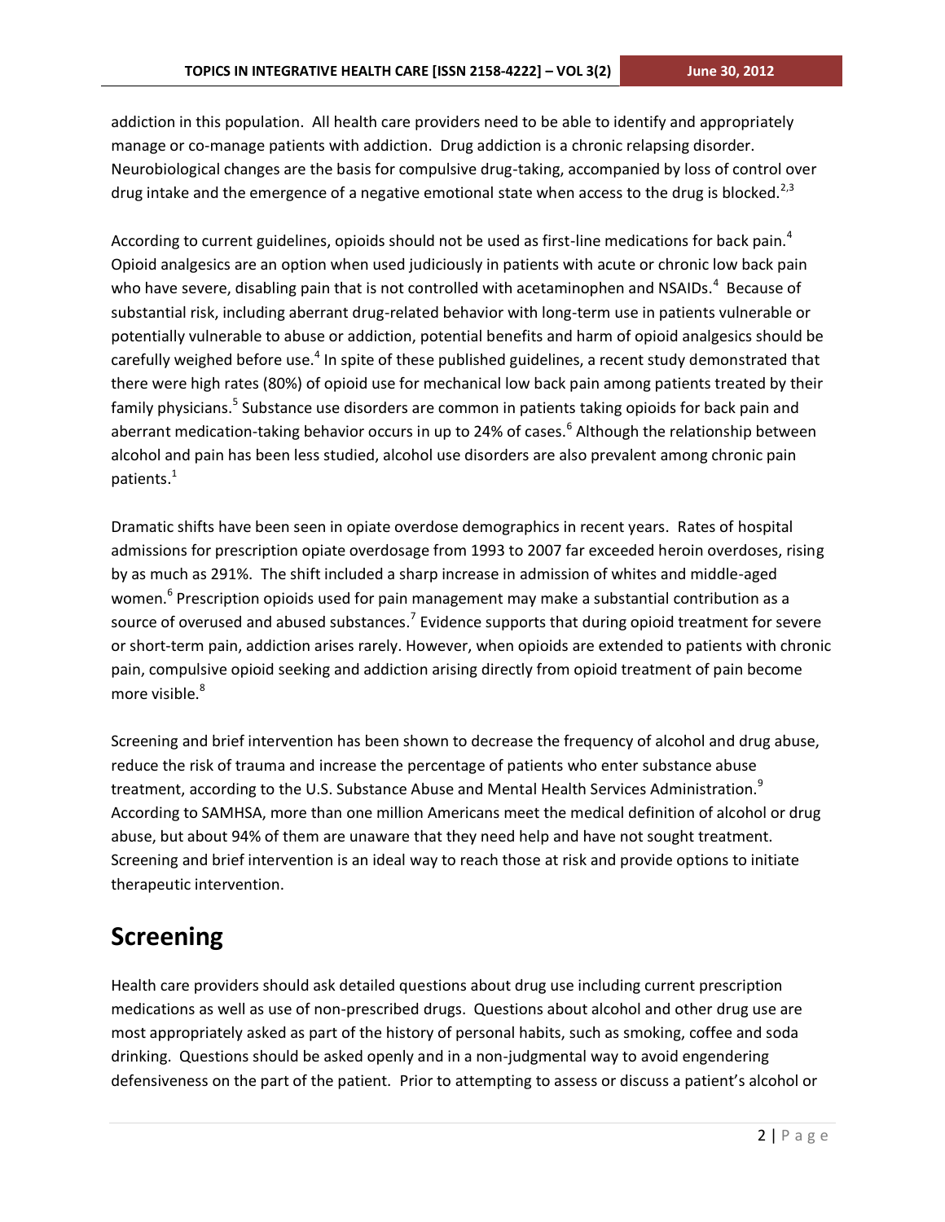addiction in this population. All health care providers need to be able to identify and appropriately manage or co-manage patients with addiction. Drug addiction is a chronic relapsing disorder. Neurobiological changes are the basis for compulsive drug-taking, accompanied by loss of control over drug intake and the emergence of a negative emotional state when access to the drug is blocked.[2,3]

According to current guidelines, opioids should not be used as first-line medications for back pain.[4] Opioid analgesics are an option when used judiciously in patients with acute or chronic low back pain who have severe, disabling pain that is not controlled with acetaminophen and NSAIDs.[4] Because of substantial risk, including aberrant drug-related behavior with long-term use in patients vulnerable or potentially vulnerable to abuse or addiction, potential benefits and harm of opioid analgesics should be carefully weighed before use.[4] In spite of these published guidelines, a recent study demonstrated that there were high rates (80%) of opioid use for mechanical low back pain among patients treated by their family physicians.[5] Substance use disorders are common in patients taking opioids for back pain and aberrant medication-taking behavior occurs in up to 24% of cases.[6] Although the relationship between alcohol and pain has been less studied, alcohol use disorders are also prevalent among chronic pain patients.[1]

Dramatic shifts have been seen in opiate overdose demographics in recent years. Rates of hospital admissions for prescription opiate overdosage from 1993 to 2007 far exceeded heroin overdoses, rising by as much as 291%. The shift included a sharp increase in admission of whites and middle-aged women.[6] Prescription opioids used for pain management may make a substantial contribution as a source of overused and abused substances.[7] Evidence supports that during opioid treatment for severe or short-term pain, addiction arises rarely. However, when opioids are extended to patients with chronic pain, compulsive opioid seeking and addiction arising directly from opioid treatment of pain become more visible.[8]

Screening and brief intervention has been shown to decrease the frequency of alcohol and drug abuse, reduce the risk of trauma and increase the percentage of patients who enter substance abuse treatment, according to the U.S. Substance Abuse and Mental Health Services Administration.[9] According to SAMHSA, more than one million Americans meet the medical definition of alcohol or drug abuse, but about 94% of them are unaware that they need help and have not sought treatment. Screening and brief intervention is an ideal way to reach those at risk and provide options to initiate therapeutic intervention.

# Screening

Health care providers should ask detailed questions about drug use including current prescription medications as well as use of non-prescribed drugs. Questions about alcohol and other drug use are most appropriately asked as part of the history of personal habits, such as smoking, coffee and soda drinking. Questions should be asked openly and in a non-judgmental way to avoid engendering defensiveness on the part of the patient. Prior to attempting to assess or discuss a patient's alcohol or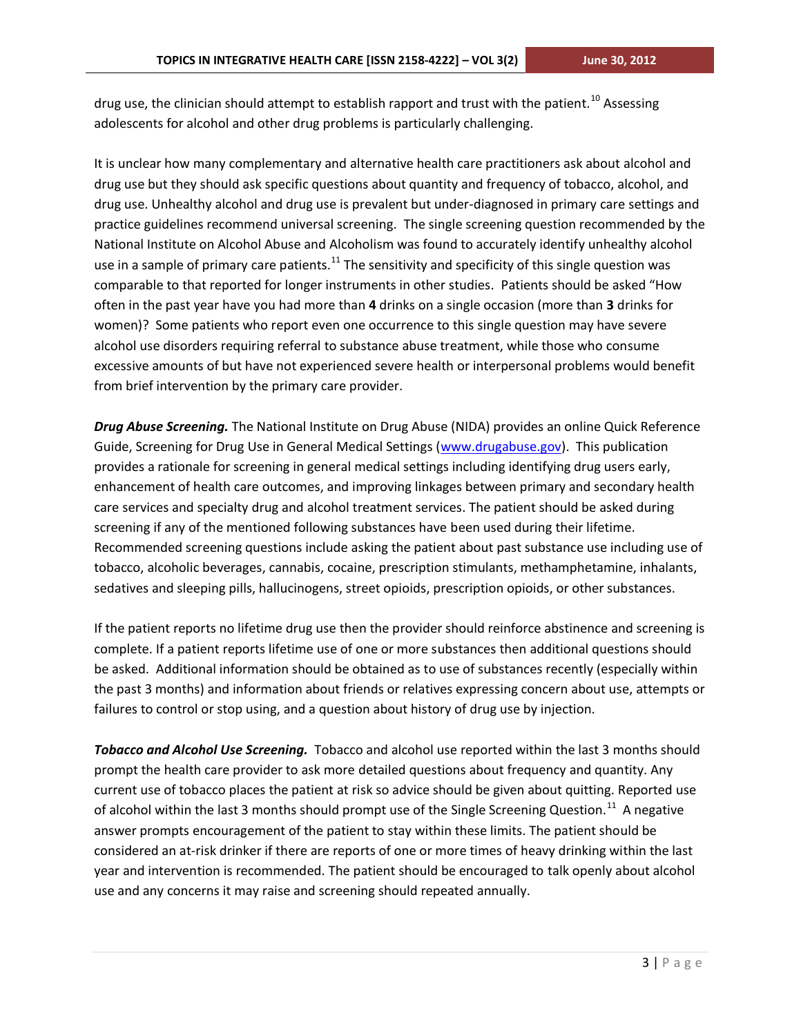drug use, the clinician should attempt to establish rapport and trust with the patient.[10] Assessing adolescents for alcohol and other drug problems is particularly challenging.

It is unclear how many complementary and alternative health care practitioners ask about alcohol and drug use but they should ask specific questions about quantity and frequency of tobacco, alcohol, and drug use. Unhealthy alcohol and drug use is prevalent but under-diagnosed in primary care settings and practice guidelines recommend universal screening. The single screening question recommended by the National Institute on Alcohol Abuse and Alcoholism was found to accurately identify unhealthy alcohol use in a sample of primary care patients.[11] The sensitivity and specificity of this single question was comparable to that reported for longer instruments in other studies. Patients should be asked "How often in the past year have you had more than **4** drinks on a single occasion (more than **3** drinks for women)? Some patients who report even one occurrence to this single question may have severe alcohol use disorders requiring referral to substance abuse treatment, while those who consume excessive amounts of but have not experienced severe health or interpersonal problems would benefit from brief intervention by the primary care provider.

***Drug Abuse Screening.*** The National Institute on Drug Abuse (NIDA) provides an online Quick Reference Guide, Screening for Drug Use in General Medical Settings (www.drugabuse.gov). This publication provides a rationale for screening in general medical settings including identifying drug users early, enhancement of health care outcomes, and improving linkages between primary and secondary health care services and specialty drug and alcohol treatment services. The patient should be asked during screening if any of the mentioned following substances have been used during their lifetime. Recommended screening questions include asking the patient about past substance use including use of tobacco, alcoholic beverages, cannabis, cocaine, prescription stimulants, methamphetamine, inhalants, sedatives and sleeping pills, hallucinogens, street opioids, prescription opioids, or other substances.

If the patient reports no lifetime drug use then the provider should reinforce abstinence and screening is complete. If a patient reports lifetime use of one or more substances then additional questions should be asked. Additional information should be obtained as to use of substances recently (especially within the past 3 months) and information about friends or relatives expressing concern about use, attempts or failures to control or stop using, and a question about history of drug use by injection.

***Tobacco and Alcohol Use Screening.*** Tobacco and alcohol use reported within the last 3 months should prompt the health care provider to ask more detailed questions about frequency and quantity. Any current use of tobacco places the patient at risk so advice should be given about quitting. Reported use of alcohol within the last 3 months should prompt use of the Single Screening Question.[11] A negative answer prompts encouragement of the patient to stay within these limits. The patient should be considered an at-risk drinker if there are reports of one or more times of heavy drinking within the last year and intervention is recommended. The patient should be encouraged to talk openly about alcohol use and any concerns it may raise and screening should repeated annually.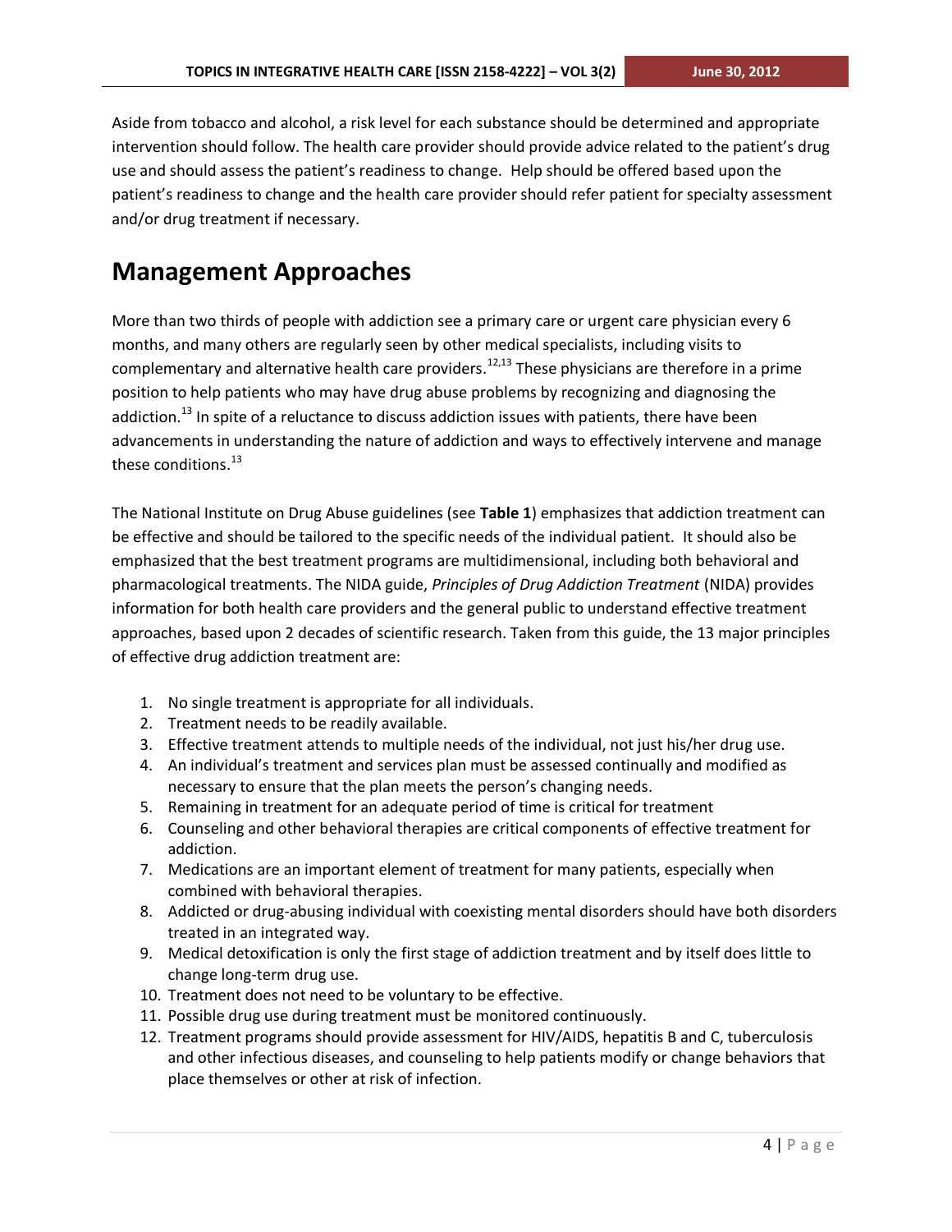Aside from tobacco and alcohol, a risk level for each substance should be determined and appropriate intervention should follow. The health care provider should provide advice related to the patient's drug use and should assess the patient's readiness to change. Help should be offered based upon the patient's readiness to change and the health care provider should refer patient for specialty assessment and/or drug treatment if necessary.

## Management Approaches

More than two thirds of people with addiction see a primary care or urgent care physician every 6 months, and many others are regularly seen by other medical specialists, including visits to complementary and alternative health care providers.[12,13] These physicians are therefore in a prime position to help patients who may have drug abuse problems by recognizing and diagnosing the addiction.[13] In spite of a reluctance to discuss addiction issues with patients, there have been advancements in understanding the nature of addiction and ways to effectively intervene and manage these conditions.[13]

The National Institute on Drug Abuse guidelines (see **Table 1**) emphasizes that addiction treatment can be effective and should be tailored to the specific needs of the individual patient. It should also be emphasized that the best treatment programs are multidimensional, including both behavioral and pharmacological treatments. The NIDA guide, *Principles of Drug Addiction Treatment* (NIDA) provides information for both health care providers and the general public to understand effective treatment approaches, based upon 2 decades of scientific research. Taken from this guide, the 13 major principles of effective drug addiction treatment are:

1. No single treatment is appropriate for all individuals.
2. Treatment needs to be readily available.
3. Effective treatment attends to multiple needs of the individual, not just his/her drug use.
4. An individual's treatment and services plan must be assessed continually and modified as necessary to ensure that the plan meets the person's changing needs.
5. Remaining in treatment for an adequate period of time is critical for treatment
6. Counseling and other behavioral therapies are critical components of effective treatment for addiction.
7. Medications are an important element of treatment for many patients, especially when combined with behavioral therapies.
8. Addicted or drug-abusing individual with coexisting mental disorders should have both disorders treated in an integrated way.
9. Medical detoxification is only the first stage of addiction treatment and by itself does little to change long-term drug use.
10. Treatment does not need to be voluntary to be effective.
11. Possible drug use during treatment must be monitored continuously.
12. Treatment programs should provide assessment for HIV/AIDS, hepatitis B and C, tuberculosis and other infectious diseases, and counseling to help patients modify or change behaviors that place themselves or other at risk of infection.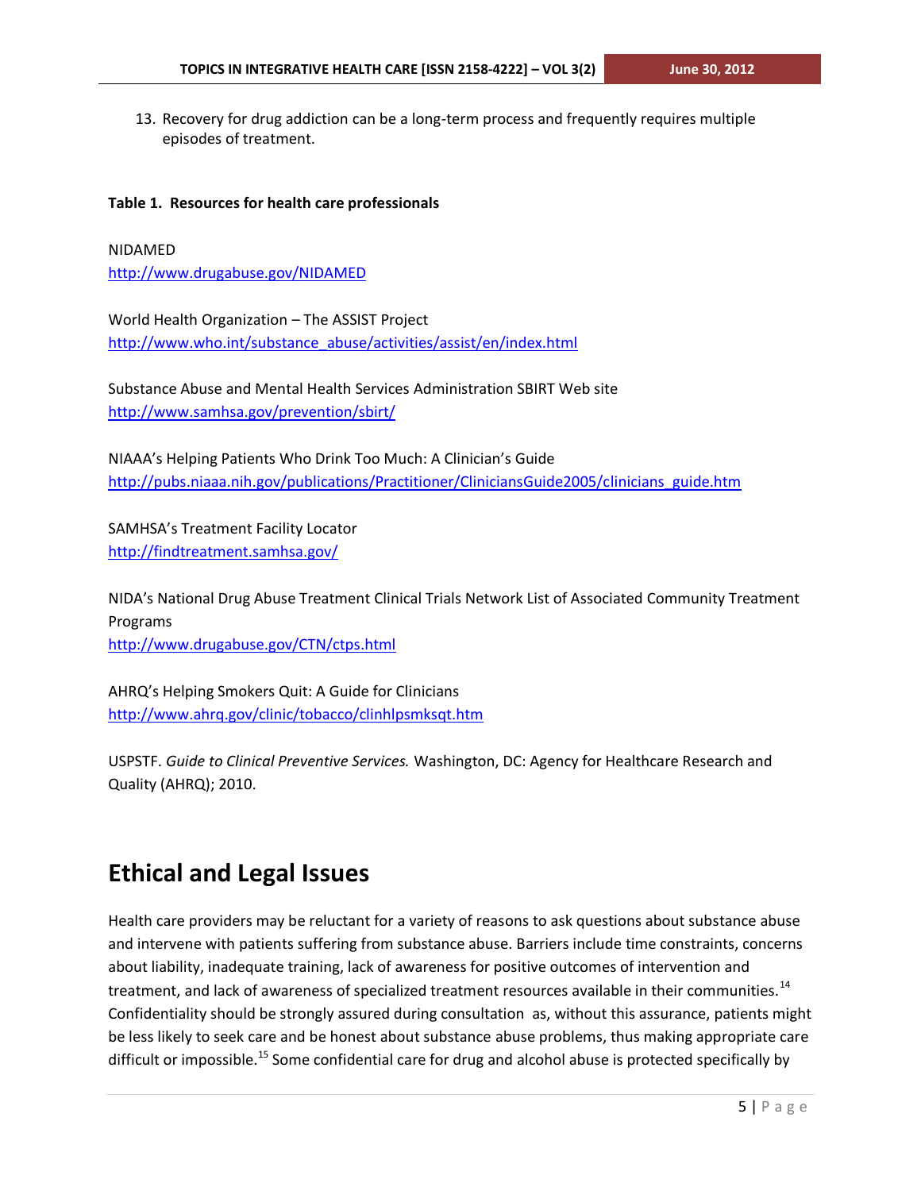13. Recovery for drug addiction can be a long-term process and frequently requires multiple episodes of treatment.

**Table 1. Resources for health care professionals**

NIDAMED
http://www.drugabuse.gov/NIDAMED

World Health Organization – The ASSIST Project
http://www.who.int/substance_abuse/activities/assist/en/index.html

Substance Abuse and Mental Health Services Administration SBIRT Web site
http://www.samhsa.gov/prevention/sbirt/

NIAAA's Helping Patients Who Drink Too Much: A Clinician's Guide
http://pubs.niaaa.nih.gov/publications/Practitioner/CliniciansGuide2005/clinicians_guide.htm

SAMHSA's Treatment Facility Locator
http://findtreatment.samhsa.gov/

NIDA's National Drug Abuse Treatment Clinical Trials Network List of Associated Community Treatment Programs
http://www.drugabuse.gov/CTN/ctps.html

AHRQ's Helping Smokers Quit: A Guide for Clinicians
http://www.ahrq.gov/clinic/tobacco/clinhlpsmksqt.htm

USPSTF. *Guide to Clinical Preventive Services.* Washington, DC: Agency for Healthcare Research and Quality (AHRQ); 2010.

# Ethical and Legal Issues

Health care providers may be reluctant for a variety of reasons to ask questions about substance abuse and intervene with patients suffering from substance abuse. Barriers include time constraints, concerns about liability, inadequate training, lack of awareness for positive outcomes of intervention and treatment, and lack of awareness of specialized treatment resources available in their communities.[14] Confidentiality should be strongly assured during consultation as, without this assurance, patients might be less likely to seek care and be honest about substance abuse problems, thus making appropriate care difficult or impossible.[15] Some confidential care for drug and alcohol abuse is protected specifically by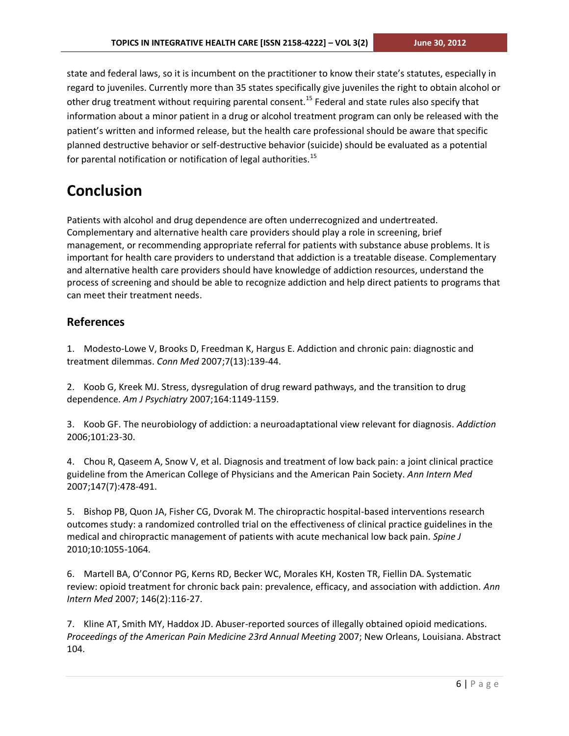state and federal laws, so it is incumbent on the practitioner to know their state's statutes, especially in regard to juveniles. Currently more than 35 states specifically give juveniles the right to obtain alcohol or other drug treatment without requiring parental consent.[15] Federal and state rules also specify that information about a minor patient in a drug or alcohol treatment program can only be released with the patient's written and informed release, but the health care professional should be aware that specific planned destructive behavior or self-destructive behavior (suicide) should be evaluated as a potential for parental notification or notification of legal authorities.[15]

# Conclusion

Patients with alcohol and drug dependence are often underrecognized and undertreated. Complementary and alternative health care providers should play a role in screening, brief management, or recommending appropriate referral for patients with substance abuse problems. It is important for health care providers to understand that addiction is a treatable disease. Complementary and alternative health care providers should have knowledge of addiction resources, understand the process of screening and should be able to recognize addiction and help direct patients to programs that can meet their treatment needs.

## References

1. Modesto-Lowe V, Brooks D, Freedman K, Hargus E. Addiction and chronic pain: diagnostic and treatment dilemmas. *Conn Med* 2007;7(13):139-44.

2. Koob G, Kreek MJ. Stress, dysregulation of drug reward pathways, and the transition to drug dependence. *Am J Psychiatry* 2007;164:1149-1159.

3. Koob GF. The neurobiology of addiction: a neuroadaptational view relevant for diagnosis. *Addiction* 2006;101:23-30.

4. Chou R, Qaseem A, Snow V, et al. Diagnosis and treatment of low back pain: a joint clinical practice guideline from the American College of Physicians and the American Pain Society. *Ann Intern Med* 2007;147(7):478-491.

5. Bishop PB, Quon JA, Fisher CG, Dvorak M. The chiropractic hospital-based interventions research outcomes study: a randomized controlled trial on the effectiveness of clinical practice guidelines in the medical and chiropractic management of patients with acute mechanical low back pain. *Spine J* 2010;10:1055-1064.

6. Martell BA, O'Connor PG, Kerns RD, Becker WC, Morales KH, Kosten TR, Fiellin DA. Systematic review: opioid treatment for chronic back pain: prevalence, efficacy, and association with addiction. *Ann Intern Med* 2007; 146(2):116-27.

7. Kline AT, Smith MY, Haddox JD. Abuser-reported sources of illegally obtained opioid medications. *Proceedings of the American Pain Medicine 23rd Annual Meeting* 2007; New Orleans, Louisiana. Abstract 104.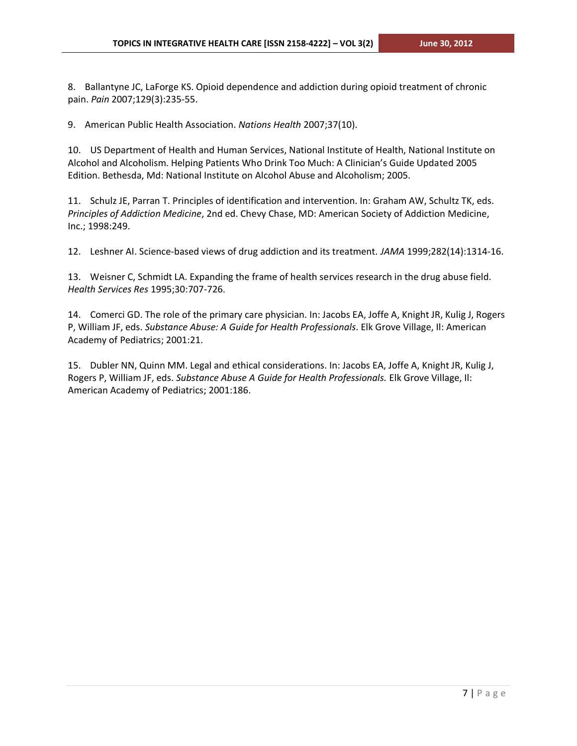8. Ballantyne JC, LaForge KS. Opioid dependence and addiction during opioid treatment of chronic pain. *Pain* 2007;129(3):235-55.

9. American Public Health Association. *Nations Health* 2007;37(10).

10. US Department of Health and Human Services, National Institute of Health, National Institute on Alcohol and Alcoholism. Helping Patients Who Drink Too Much: A Clinician's Guide Updated 2005 Edition. Bethesda, Md: National Institute on Alcohol Abuse and Alcoholism; 2005.

11. Schulz JE, Parran T. Principles of identification and intervention. In: Graham AW, Schultz TK, eds. *Principles of Addiction Medicine*, 2nd ed. Chevy Chase, MD: American Society of Addiction Medicine, Inc.; 1998:249.

12. Leshner AI. Science-based views of drug addiction and its treatment. *JAMA* 1999;282(14):1314-16.

13. Weisner C, Schmidt LA. Expanding the frame of health services research in the drug abuse field. *Health Services Res* 1995;30:707-726.

14. Comerci GD. The role of the primary care physician. In: Jacobs EA, Joffe A, Knight JR, Kulig J, Rogers P, William JF, eds. *Substance Abuse: A Guide for Health Professionals*. Elk Grove Village, Il: American Academy of Pediatrics; 2001:21.

15. Dubler NN, Quinn MM. Legal and ethical considerations. In: Jacobs EA, Joffe A, Knight JR, Kulig J, Rogers P, William JF, eds. *Substance Abuse A Guide for Health Professionals.* Elk Grove Village, Il: American Academy of Pediatrics; 2001:186.